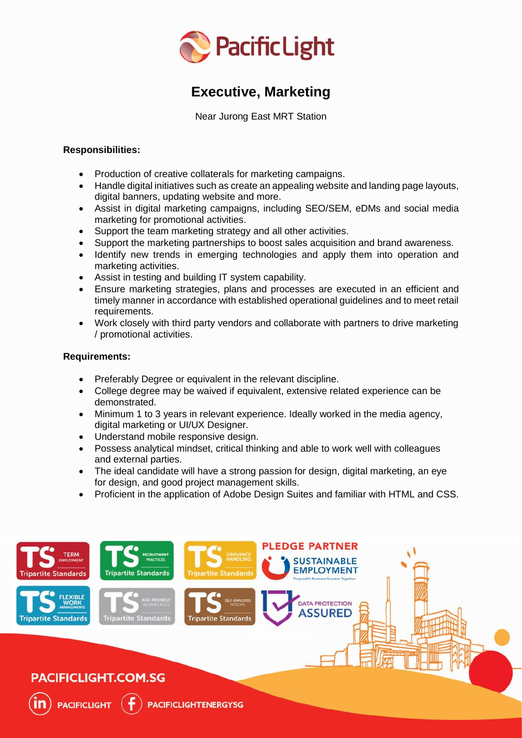# Executive, Marketing

Near Jurong East MRT Station

**Responsibilities:**

- Production of creative collaterals for marketing campaigns.
- Handle digital initiatives such as create an appealing website and landing page layouts, digital banners, updating website and more.
- Assist in digital marketing campaigns, including SEO/SEM, eDMs and social media marketing for promotional activities.
- Support the team marketing strategy and all other activities.
- Support the marketing partnerships to boost sales acquisition and brand awareness.
- Identify new trends in emerging technologies and apply them into operation and marketing activities.
- Assist in testing and building IT system capability.
- Ensure marketing strategies, plans and processes are executed in an efficient and timely manner in accordance with established operational guidelines and to meet retail requirements.
- Work closely with third party vendors and collaborate with partners to drive marketing / promotional activities.

**Requirements:**

- Preferably Degree or equivalent in the relevant discipline.
- College degree may be waived if equivalent, extensive related experience can be demonstrated.
- Minimum 1 to 3 years in relevant experience. Ideally worked in the media agency, digital marketing or UI/UX Designer.
- Understand mobile responsive design.
- Possess analytical mindset, critical thinking and able to work well with colleagues and external parties.
- The ideal candidate will have a strong passion for design, digital marketing, an eye for design, and good project management skills.
- Proficient in the application of Adobe Design Suites and familiar with HTML and CSS.

PACIFICLIGHT.COM.SG

PACIFICLIGHT PACIFICLIGHTENERGYSG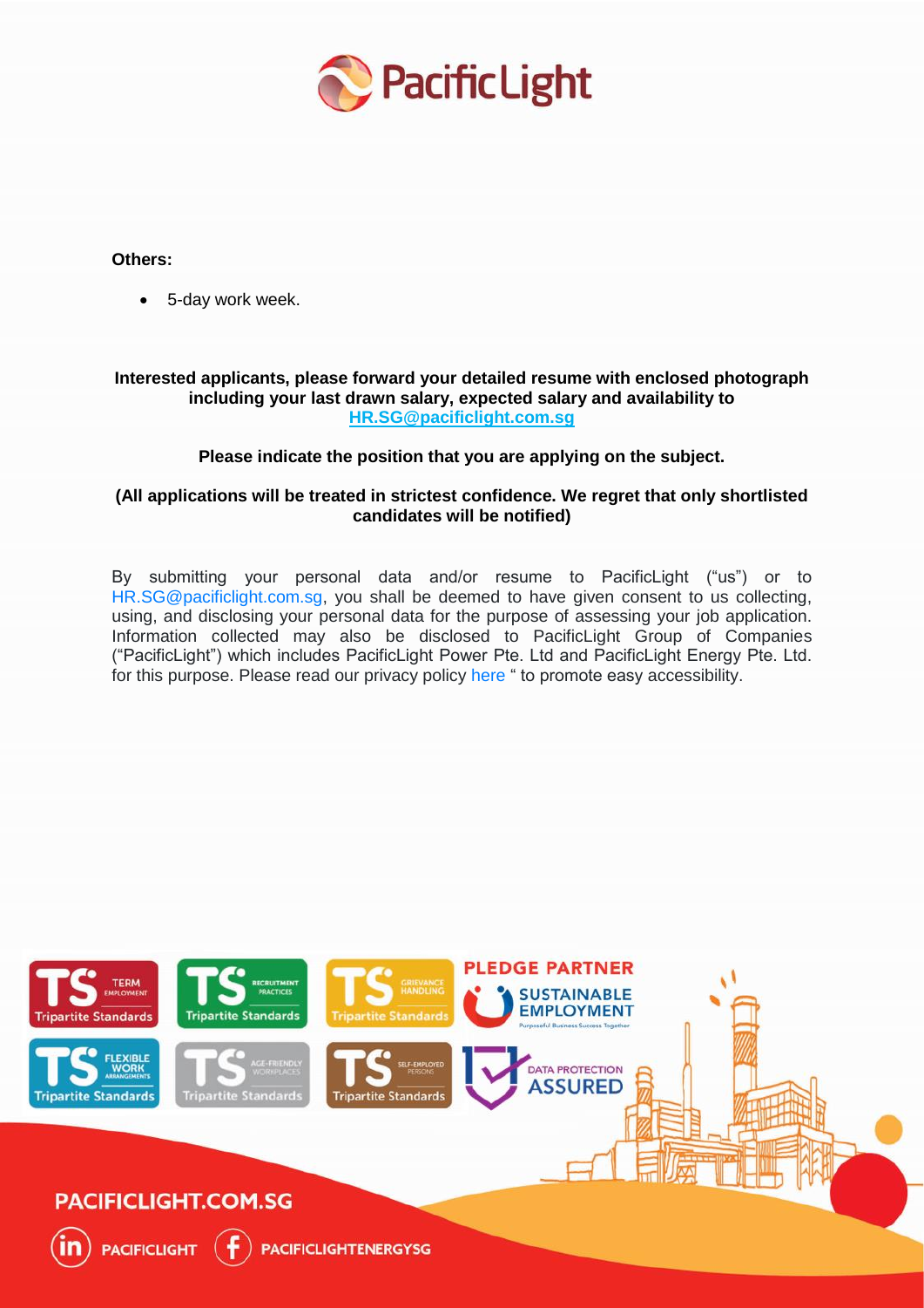**Others:**

- 5-day work week.

**Interested applicants, please forward your detailed resume with enclosed photograph including your last drawn salary, expected salary and availability to [HR.SG@pacificlight.com.sg](mailto:HR.SG@pacificlight.com.sg)**

**Please indicate the position that you are applying on the subject.**

**(All applications will be treated in strictest confidence. We regret that only shortlisted candidates will be notified)**

By submitting your personal data and/or resume to PacificLight ("us") or to HR.SG@pacificlight.com.sg, you shall be deemed to have given consent to us collecting, using, and disclosing your personal data for the purpose of assessing your job application. Information collected may also be disclosed to PacificLight Group of Companies ("PacificLight") which includes PacificLight Power Pte. Ltd and PacificLight Energy Pte. Ltd. for this purpose. Please read our privacy policy here " to promote easy accessibility.

PACIFICLIGHT.COM.SG

PACIFICLIGHT PACIFICLIGHTENERGYSG